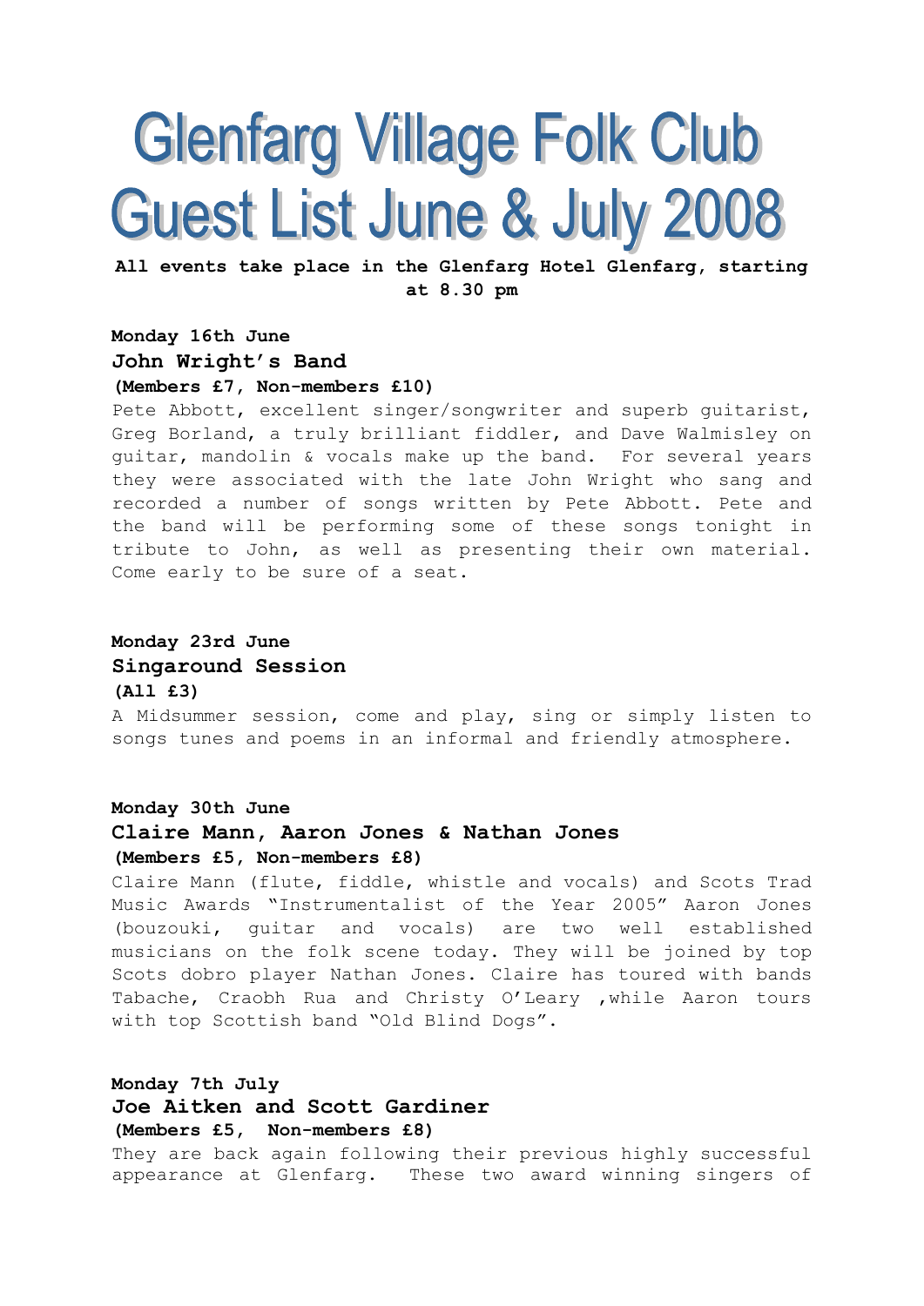# Glenfarg Village Folk Club Guest List June & July 2008

**All events take place in the Glenfarg Hotel Glenfarg, starting at 8.30 pm**

**Monday 16th June**

### John Wright's Band

**(Members £7, Non-members £10)**

Pete Abbott, excellent singer/songwriter and superb guitarist, Greg Borland, a truly brilliant fiddler, and Dave Walmisley on guitar, mandolin & vocals make up the band. For several years they were associated with the late John Wright who sang and recorded a number of songs written by Pete Abbott. Pete and the band will be performing some of these songs tonight in tribute to John, as well as presenting their own material. Come early to be sure of a seat.

**Monday 23rd June**

### Singaround Session

**(All £3)**

A Midsummer session, come and play, sing or simply listen to songs tunes and poems in an informal and friendly atmosphere.

**Monday 30th June**

### Claire Mann, Aaron Jones & Nathan Jones

**(Members £5, Non-members £8)**

Claire Mann (flute, fiddle, whistle and vocals) and Scots Trad Music Awards "Instrumentalist of the Year 2005" Aaron Jones (bouzouki, guitar and vocals) are two well established musicians on the folk scene today. They will be joined by top Scots dobro player Nathan Jones. Claire has toured with bands Tabache, Craobh Rua and Christy O'Leary ,while Aaron tours with top Scottish band "Old Blind Dogs".

**Monday 7th July**

### Joe Aitken and Scott Gardiner

**(Members £5, Non-members £8)**

They are back again following their previous highly successful appearance at Glenfarg. These two award winning singers of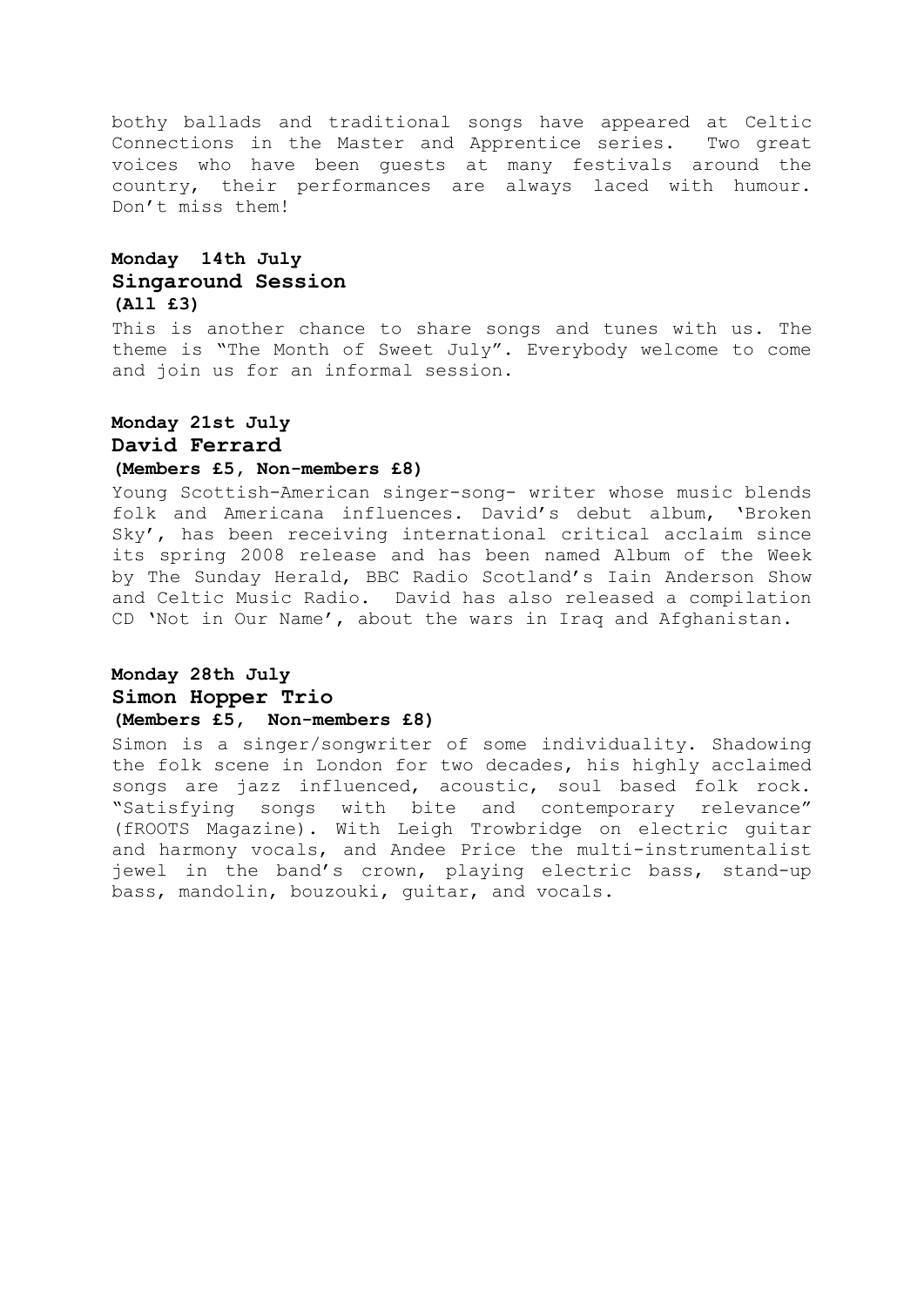bothy ballads and traditional songs have appeared at Celtic Connections in the Master and Apprentice series. Two great voices who have been guests at many festivals around the country, their performances are always laced with humour. Don't miss them!

**Monday 14th July**

### Singaround Session

**(All £3)**

This is another chance to share songs and tunes with us. The theme is "The Month of Sweet July". Everybody welcome to come and join us for an informal session.

**Monday 21st July**

### David Ferrard

**(Members £5, Non-members £8)**

Young Scottish-American singer-song- writer whose music blends folk and Americana influences. David's debut album, 'Broken Sky', has been receiving international critical acclaim since its spring 2008 release and has been named Album of the Week by The Sunday Herald, BBC Radio Scotland's Iain Anderson Show and Celtic Music Radio. David has also released a compilation CD 'Not in Our Name', about the wars in Iraq and Afghanistan.

**Monday 28th July**

### Simon Hopper Trio

**(Members £5, Non-members £8)**

Simon is a singer/songwriter of some individuality. Shadowing the folk scene in London for two decades, his highly acclaimed songs are jazz influenced, acoustic, soul based folk rock. "Satisfying songs with bite and contemporary relevance" (fROOTS Magazine). With Leigh Trowbridge on electric guitar and harmony vocals, and Andee Price the multi-instrumentalist jewel in the band's crown, playing electric bass, stand-up bass, mandolin, bouzouki, guitar, and vocals.